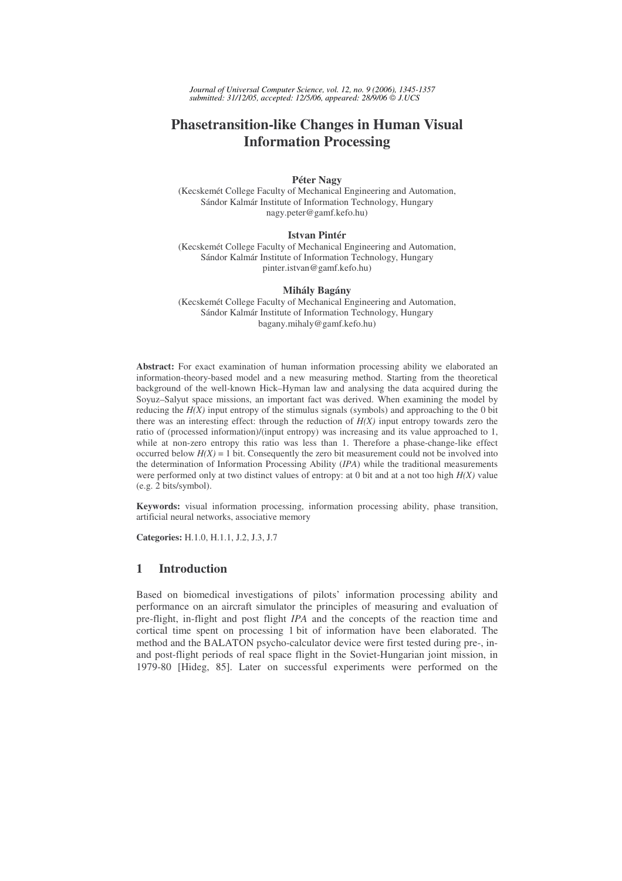# Phasetransition-like Changes in Human Visual Information Processing

**Péter Nagy**
(Kecskemét College Faculty of Mechanical Engineering and Automation,
Sándor Kalmár Institute of Information Technology, Hungary
nagy.peter@gamf.kefo.hu)

**Istvan Pintér**
(Kecskemét College Faculty of Mechanical Engineering and Automation,
Sándor Kalmár Institute of Information Technology, Hungary
pinter.istvan@gamf.kefo.hu)

**Mihály Bagány**
(Kecskemét College Faculty of Mechanical Engineering and Automation,
Sándor Kalmár Institute of Information Technology, Hungary
bagany.mihaly@gamf.kefo.hu)

**Abstract:** For exact examination of human information processing ability we elaborated an information-theory-based model and a new measuring method. Starting from the theoretical background of the well-known Hick–Hyman law and analysing the data acquired during the Soyuz–Salyut space missions, an important fact was derived. When examining the model by reducing the $H(X)$ input entropy of the stimulus signals (symbols) and approaching to the 0 bit there was an interesting effect: through the reduction of $H(X)$ input entropy towards zero the ratio of (processed information)/(input entropy) was increasing and its value approached to 1, while at non-zero entropy this ratio was less than 1. Therefore a phase-change-like effect occurred below $H(X) = 1$ bit. Consequently the zero bit measurement could not be involved into the determination of Information Processing Ability (*IPA*) while the traditional measurements were performed only at two distinct values of entropy: at 0 bit and at a not too high $H(X)$ value (e.g. 2 bits/symbol).

**Keywords:** visual information processing, information processing ability, phase transition, artificial neural networks, associative memory

**Categories:** H.1.0, H.1.1, J.2, J.3, J.7

## 1 Introduction

Based on biomedical investigations of pilots' information processing ability and performance on an aircraft simulator the principles of measuring and evaluation of pre-flight, in-flight and post flight *IPA* and the concepts of the reaction time and cortical time spent on processing 1 bit of information have been elaborated. The method and the BALATON psycho-calculator device were first tested during pre-, in- and post-flight periods of real space flight in the Soviet-Hungarian joint mission, in 1979-80 [Hideg, 85]. Later on successful experiments were performed on the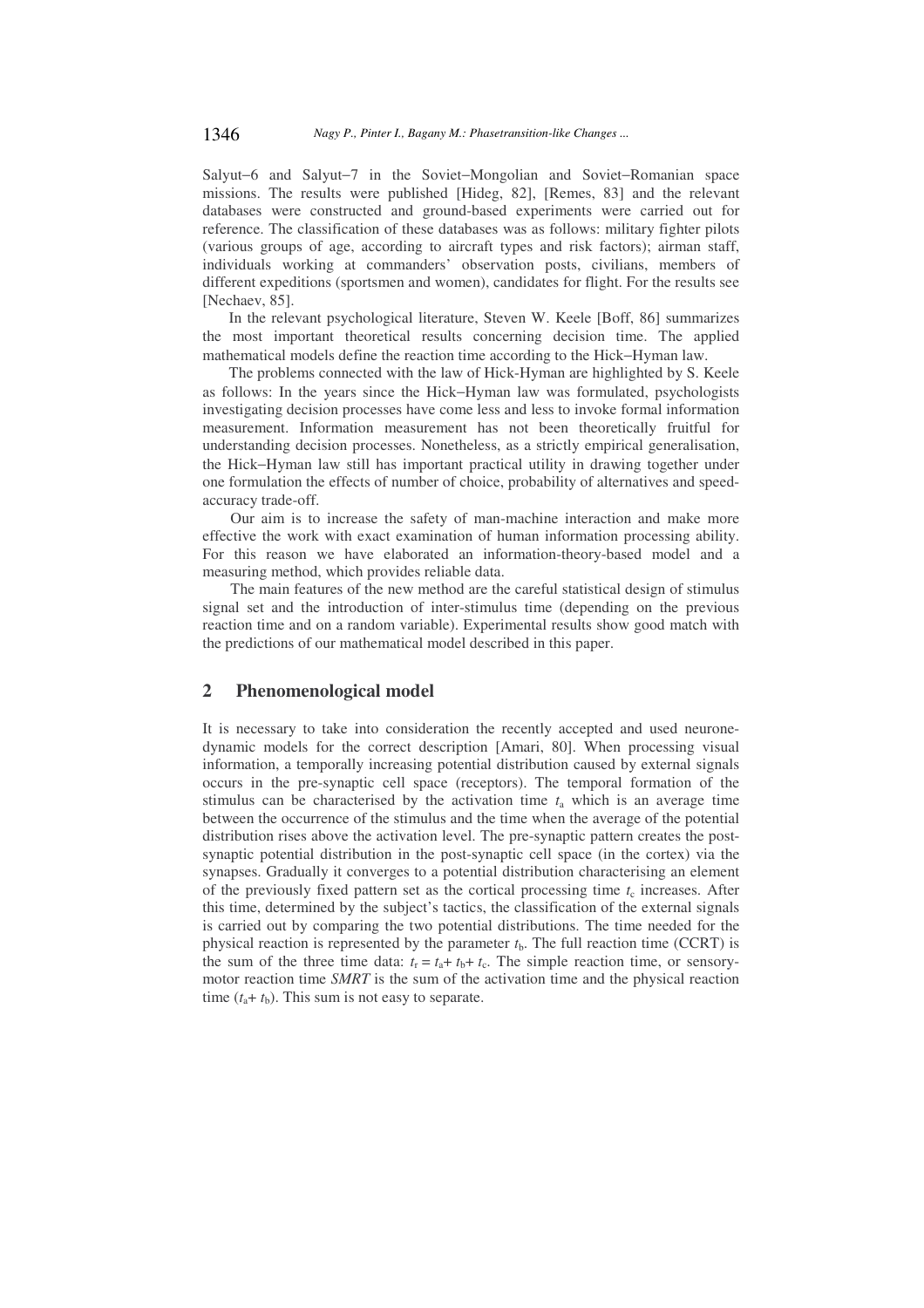Salyut−6 and Salyut−7 in the Soviet−Mongolian and Soviet−Romanian space missions. The results were published [Hideg, 82], [Remes, 83] and the relevant databases were constructed and ground-based experiments were carried out for reference. The classification of these databases was as follows: military fighter pilots (various groups of age, according to aircraft types and risk factors); airman staff, individuals working at commanders' observation posts, civilians, members of different expeditions (sportsmen and women), candidates for flight. For the results see [Nechaev, 85].

In the relevant psychological literature, Steven W. Keele [Boff, 86] summarizes the most important theoretical results concerning decision time. The applied mathematical models define the reaction time according to the Hick−Hyman law.

The problems connected with the law of Hick-Hyman are highlighted by S. Keele as follows: In the years since the Hick−Hyman law was formulated, psychologists investigating decision processes have come less and less to invoke formal information measurement. Information measurement has not been theoretically fruitful for understanding decision processes. Nonetheless, as a strictly empirical generalisation, the Hick−Hyman law still has important practical utility in drawing together under one formulation the effects of number of choice, probability of alternatives and speed-accuracy trade-off.

Our aim is to increase the safety of man-machine interaction and make more effective the work with exact examination of human information processing ability. For this reason we have elaborated an information-theory-based model and a measuring method, which provides reliable data.

The main features of the new method are the careful statistical design of stimulus signal set and the introduction of inter-stimulus time (depending on the previous reaction time and on a random variable). Experimental results show good match with the predictions of our mathematical model described in this paper.

## 2 Phenomenological model

It is necessary to take into consideration the recently accepted and used neurone-dynamic models for the correct description [Amari, 80]. When processing visual information, a temporally increasing potential distribution caused by external signals occurs in the pre-synaptic cell space (receptors). The temporal formation of the stimulus can be characterised by the activation time $t_a$ which is an average time between the occurrence of the stimulus and the time when the average of the potential distribution rises above the activation level. The pre-synaptic pattern creates the post-synaptic potential distribution in the post-synaptic cell space (in the cortex) via the synapses. Gradually it converges to a potential distribution characterising an element of the previously fixed pattern set as the cortical processing time $t_c$ increases. After this time, determined by the subject's tactics, the classification of the external signals is carried out by comparing the two potential distributions. The time needed for the physical reaction is represented by the parameter $t_b$. The full reaction time (CCRT) is the sum of the three time data: $t_r = t_a + t_b + t_c$. The simple reaction time, or sensory-motor reaction time *SMRT* is the sum of the activation time and the physical reaction time ($t_a + t_b$). This sum is not easy to separate.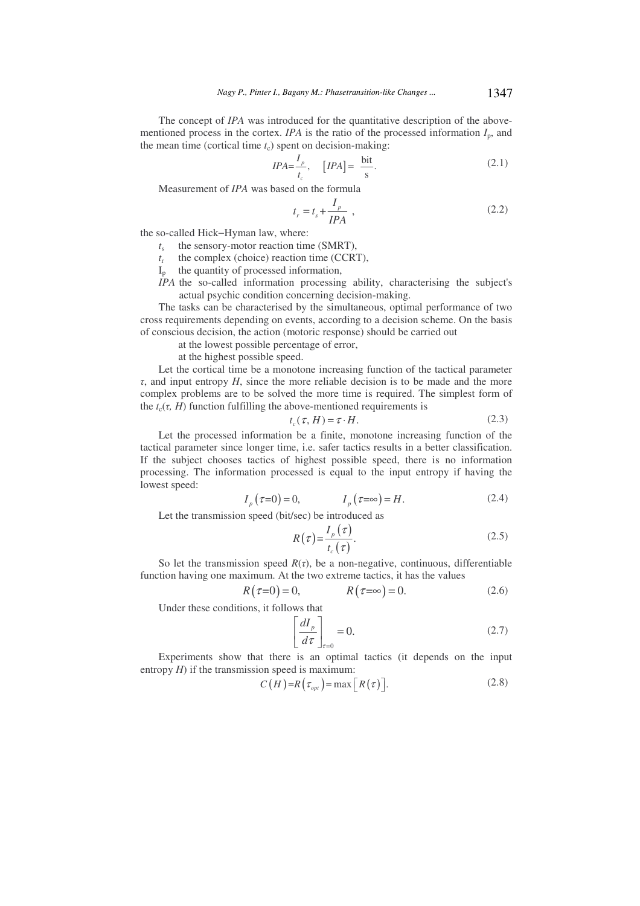The concept of *IPA* was introduced for the quantitative description of the above-mentioned process in the cortex. *IPA* is the ratio of the processed information $I_p$, and the mean time (cortical time $t_c$) spent on decision-making:

$$IPA = \frac{I_p}{t_c}, \quad [IPA] = \frac{\text{bit}}{\text{s}}. \tag{2.1}$$

Measurement of *IPA* was based on the formula

$$t_r = t_s + \frac{I_p}{IPA}, \tag{2.2}$$

the so-called Hick–Hyman law, where:

- $t_s$ the sensory-motor reaction time (SMRT),
- $t_r$ the complex (choice) reaction time (CCRT),
- $I_p$ the quantity of processed information,
- *IPA* the so-called information processing ability, characterising the subject's actual psychic condition concerning decision-making.

The tasks can be characterised by the simultaneous, optimal performance of two cross requirements depending on events, according to a decision scheme. On the basis of conscious decision, the action (motoric response) should be carried out

- at the lowest possible percentage of error,
- at the highest possible speed.

Let the cortical time be a monotone increasing function of the tactical parameter $\tau$, and input entropy $H$, since the more reliable decision is to be made and the more complex problems are to be solved the more time is required. The simplest form of the $t_c(\tau, H)$ function fulfilling the above-mentioned requirements is

$$t_c(\tau, H) = \tau \cdot H. \tag{2.3}$$

Let the processed information be a finite, monotone increasing function of the tactical parameter since longer time, i.e. safer tactics results in a better classification. If the subject chooses tactics of highest possible speed, there is no information processing. The information processed is equal to the input entropy if having the lowest speed:

$$I_p(\tau = 0) = 0, \qquad I_p(\tau = \infty) = H. \tag{2.4}$$

Let the transmission speed (bit/sec) be introduced as

$$R(\tau) = \frac{I_p(\tau)}{t_c(\tau)}. \tag{2.5}$$

So let the transmission speed $R(\tau)$, be a non-negative, continuous, differentiable function having one maximum. At the two extreme tactics, it has the values

$$R(\tau = 0) = 0, \qquad R(\tau = \infty) = 0. \tag{2.6}$$

Under these conditions, it follows that

$$\left[\frac{dI_p}{d\tau}\right]_{\tau=0} = 0. \tag{2.7}$$

Experiments show that there is an optimal tactics (it depends on the input entropy $H$) if the transmission speed is maximum:

$$C(H) = R(\tau_{opt}) = \max\left[R(\tau)\right]. \tag{2.8}$$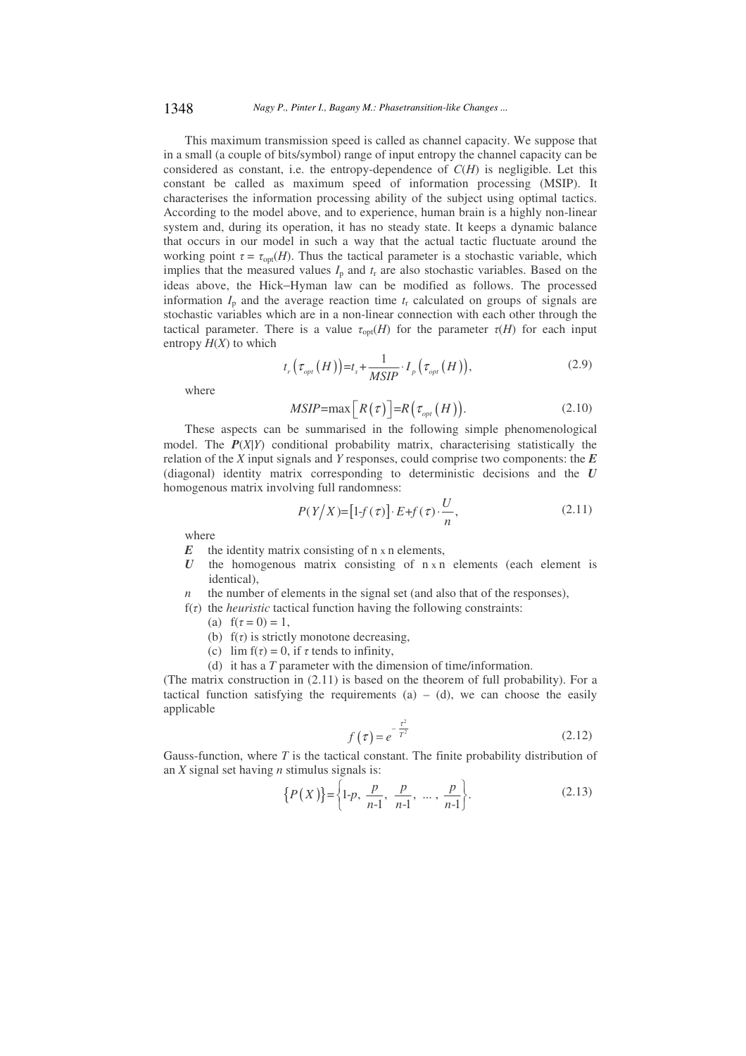This maximum transmission speed is called as channel capacity. We suppose that in a small (a couple of bits/symbol) range of input entropy the channel capacity can be considered as constant, i.e. the entropy-dependence of $C(H)$ is negligible. Let this constant be called as maximum speed of information processing (MSIP). It characterises the information processing ability of the subject using optimal tactics. According to the model above, and to experience, human brain is a highly non-linear system and, during its operation, it has no steady state. It keeps a dynamic balance that occurs in our model in such a way that the actual tactic fluctuate around the working point $\tau = \tau_{opt}(H)$. Thus the tactical parameter is a stochastic variable, which implies that the measured values $I_p$ and $t_r$ are also stochastic variables. Based on the ideas above, the Hick–Hyman law can be modified as follows. The processed information $I_p$ and the average reaction time $t_r$ calculated on groups of signals are stochastic variables which are in a non-linear connection with each other through the tactical parameter. There is a value $\tau_{opt}(H)$ for the parameter $\tau(H)$ for each input entropy $H(X)$ to which

$$t_r\left(\tau_{opt}\left(H\right)\right) = t_s + \frac{1}{MSIP} \cdot I_p\left(\tau_{opt}\left(H\right)\right), \tag{2.9}$$

where

$$MSIP = \max\left[R\left(\tau\right)\right] = R\left(\tau_{opt}\left(H\right)\right). \tag{2.10}$$

These aspects can be summarised in the following simple phenomenological model. The $\boldsymbol{P}(X|Y)$ conditional probability matrix, characterising statistically the relation of the $X$ input signals and $Y$ responses, could comprise two components: the $\boldsymbol{E}$ (diagonal) identity matrix corresponding to deterministic decisions and the $\boldsymbol{U}$ homogenous matrix involving full randomness:

$$P(Y/X) = \left[1 - f(\tau)\right] \cdot E + f(\tau) \cdot \frac{U}{n}, \tag{2.11}$$

where

- $\boldsymbol{E}$ the identity matrix consisting of n x n elements,
- $\boldsymbol{U}$ the homogenous matrix consisting of n x n elements (each element is identical),
- $n$ the number of elements in the signal set (and also that of the responses),
- $f(\tau)$ the *heuristic* tactical function having the following constraints:
  - (a) $f(\tau = 0) = 1$,
  - (b) $f(\tau)$ is strictly monotone decreasing,
  - (c) $\lim f(\tau) = 0$, if $\tau$ tends to infinity,
  - (d) it has a $T$ parameter with the dimension of time/information.

(The matrix construction in (2.11) is based on the theorem of full probability). For a tactical function satisfying the requirements (a) – (d), we can choose the easily applicable

$$f\left(\tau\right) = e^{-\frac{\tau^2}{T^2}} \tag{2.12}$$

Gauss-function, where $T$ is the tactical constant. The finite probability distribution of an $X$ signal set having $n$ stimulus signals is:

$$\left\{P\left(X\right)\right\} = \left\{1 - p,\ \frac{p}{n-1},\ \frac{p}{n-1},\ \ldots,\ \frac{p}{n-1}\right\}. \tag{2.13}$$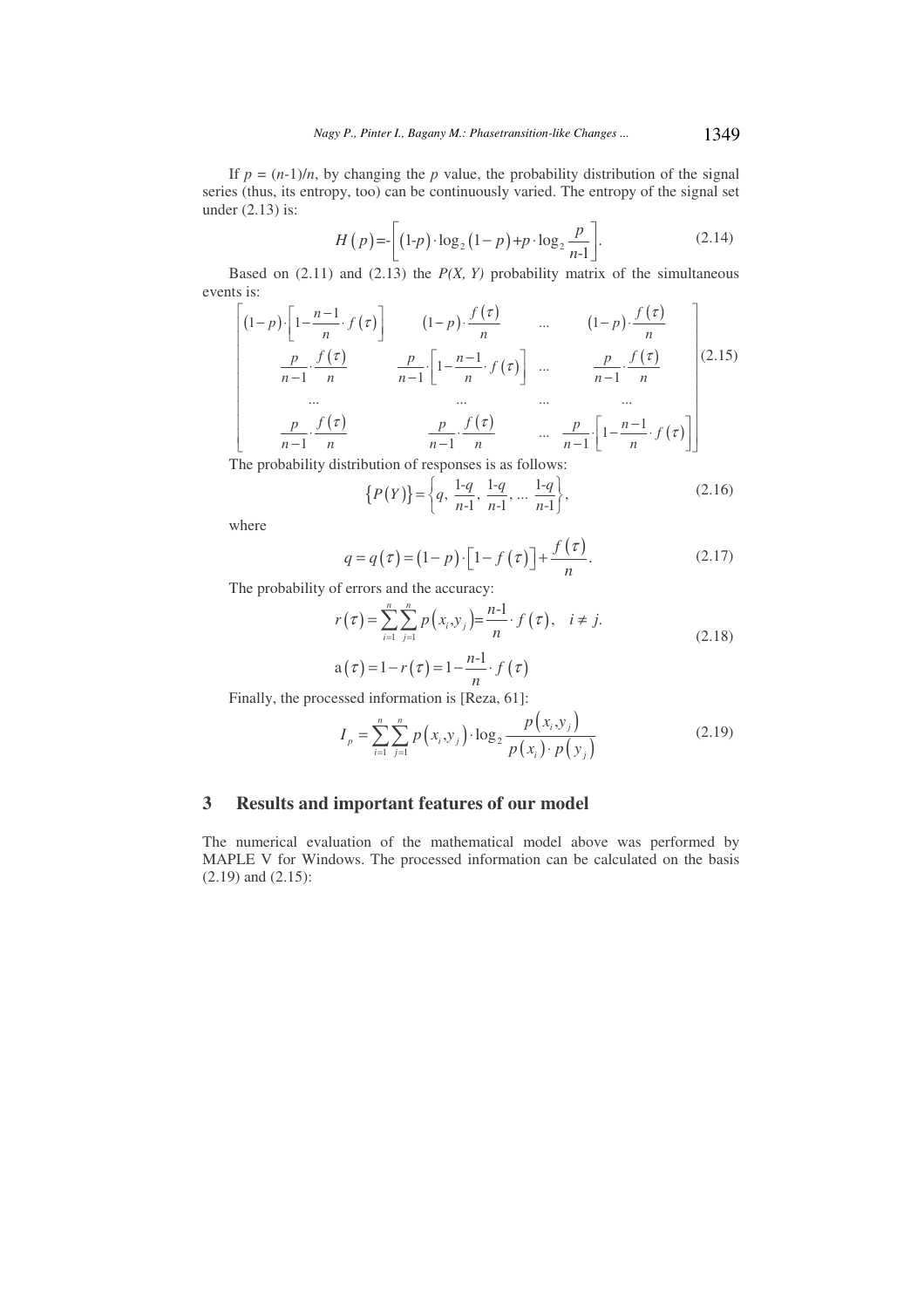If $p = (n\text{-}1)/n$, by changing the $p$ value, the probability distribution of the signal series (thus, its entropy, too) can be continuously varied. The entropy of the signal set under (2.13) is:

$$H(p) = -\left[(1\text{-}p)\cdot\log_2(1-p) + p\cdot\log_2\frac{p}{n\text{-}1}\right]. \tag{2.14}$$

Based on (2.11) and (2.13) the $P(X, Y)$ probability matrix of the simultaneous events is:

$$\begin{bmatrix} (1-p)\cdot\left[1-\frac{n-1}{n}\cdot f(\tau)\right] & (1-p)\cdot\frac{f(\tau)}{n} & \ldots & (1-p)\cdot\frac{f(\tau)}{n} \\ \frac{p}{n-1}\cdot\frac{f(\tau)}{n} & \frac{p}{n-1}\cdot\left[1-\frac{n-1}{n}\cdot f(\tau)\right] & \ldots & \frac{p}{n-1}\cdot\frac{f(\tau)}{n} \\ \ldots & \ldots & \ldots & \ldots \\ \frac{p}{n-1}\cdot\frac{f(\tau)}{n} & \frac{p}{n-1}\cdot\frac{f(\tau)}{n} & \ldots & \frac{p}{n-1}\cdot\left[1-\frac{n-1}{n}\cdot f(\tau)\right] \end{bmatrix} \tag{2.15}$$

The probability distribution of responses is as follows:

$$\{P(Y)\} = \left\{q,\ \frac{1\text{-}q}{n\text{-}1},\ \frac{1\text{-}q}{n\text{-}1},\ \ldots\ \frac{1\text{-}q}{n\text{-}1}\right\}, \tag{2.16}$$

where

$$q = q(\tau) = (1-p)\cdot\left[1-f(\tau)\right] + \frac{f(\tau)}{n}. \tag{2.17}$$

The probability of errors and the accuracy:

$$r(\tau) = \sum_{i=1}^{n}\sum_{j=1}^{n} p(x_i, y_j) = \frac{n\text{-}1}{n}\cdot f(\tau), \quad i \neq j.$$
$$\mathrm{a}(\tau) = 1 - r(\tau) = 1 - \frac{n\text{-}1}{n}\cdot f(\tau) \tag{2.18}$$

Finally, the processed information is [Reza, 61]:

$$I_p = \sum_{i=1}^{n}\sum_{j=1}^{n} p(x_i, y_j)\cdot\log_2\frac{p(x_i, y_j)}{p(x_i)\cdot p(y_j)} \tag{2.19}$$

## 3 Results and important features of our model

The numerical evaluation of the mathematical model above was performed by MAPLE V for Windows. The processed information can be calculated on the basis (2.19) and (2.15):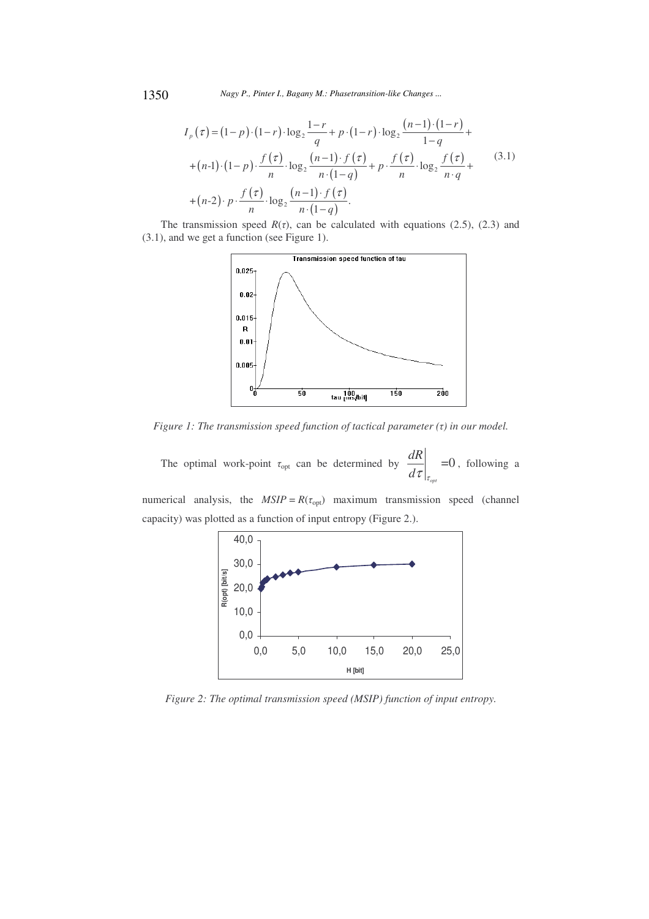$$
\begin{aligned}
I_p(\tau) &= (1-p)\cdot(1-r)\cdot\log_2\frac{1-r}{q} + p\cdot(1-r)\cdot\log_2\frac{(n-1)\cdot(1-r)}{1-q} + \\
&+ (n\text{-}1)\cdot(1-p)\cdot\frac{f(\tau)}{n}\cdot\log_2\frac{(n-1)\cdot f(\tau)}{n\cdot(1-q)} + p\cdot\frac{f(\tau)}{n}\cdot\log_2\frac{f(\tau)}{n\cdot q} + \\
&+ (n\text{-}2)\cdot p\cdot\frac{f(\tau)}{n}\cdot\log_2\frac{(n-1)\cdot f(\tau)}{n\cdot(1-q)}.
\end{aligned}
\tag{3.1}
$$

The transmission speed $R(\tau)$, can be calculated with equations (2.5), (2.3) and (3.1), and we get a function (see Figure 1).

*Figure 1: The transmission speed function of tactical parameter ($\tau$) in our model.*

The optimal work-point $\tau_{\text{opt}}$ can be determined by $\left.\frac{dR}{d\tau}\right|_{\tau_{opt}} = 0$, following a numerical analysis, the $MSIP = R(\tau_{\text{opt}})$ maximum transmission speed (channel capacity) was plotted as a function of input entropy (Figure 2.).

*Figure 2: The optimal transmission speed (MSIP) function of input entropy.*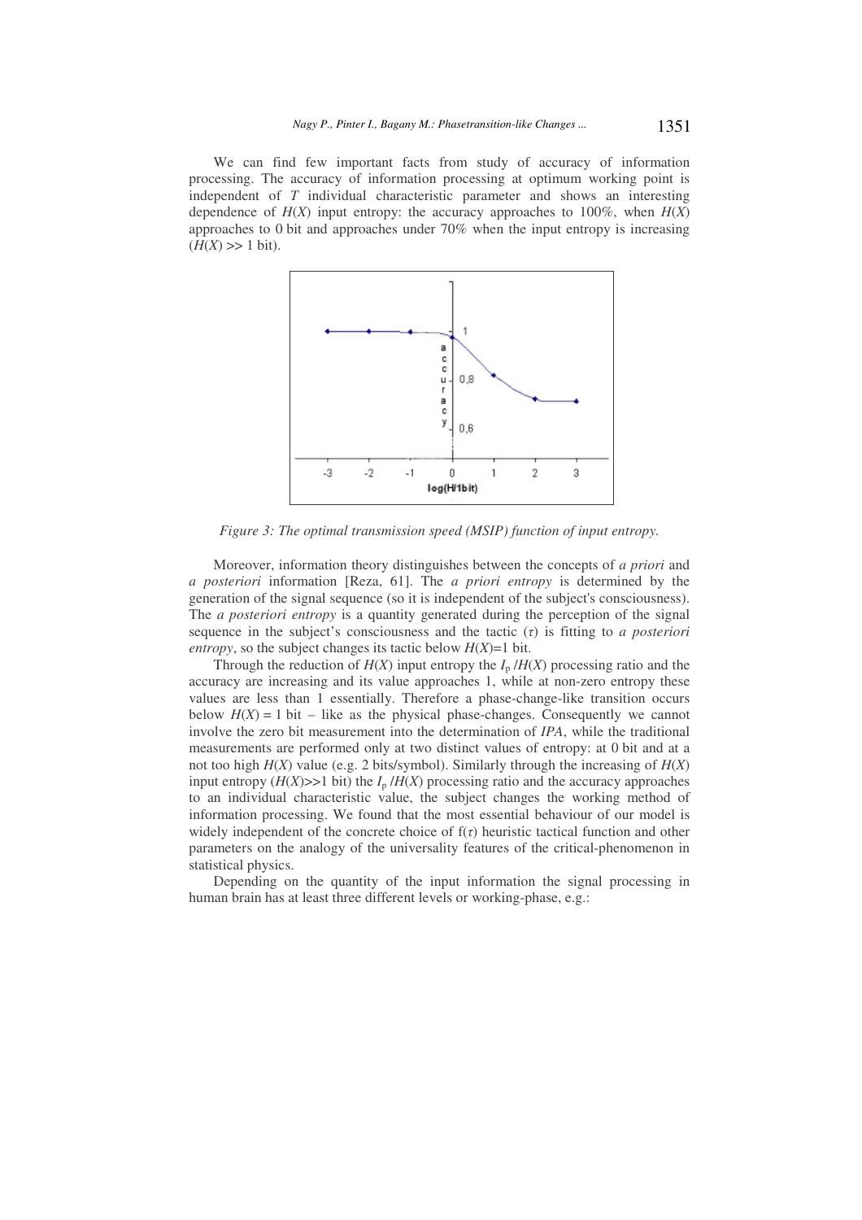We can find few important facts from study of accuracy of information processing. The accuracy of information processing at optimum working point is independent of $T$ individual characteristic parameter and shows an interesting dependence of $H(X)$ input entropy: the accuracy approaches to 100%, when $H(X)$ approaches to 0 bit and approaches under 70% when the input entropy is increasing ($H(X) >> 1$ bit).

*Figure 3: The optimal transmission speed (MSIP) function of input entropy.*

Moreover, information theory distinguishes between the concepts of *a priori* and *a posteriori* information [Reza, 61]. The *a priori entropy* is determined by the generation of the signal sequence (so it is independent of the subject's consciousness). The *a posteriori entropy* is a quantity generated during the perception of the signal sequence in the subject's consciousness and the tactic ($\tau$) is fitting to *a posteriori entropy*, so the subject changes its tactic below $H(X)$=1 bit.

Through the reduction of $H(X)$ input entropy the $I_p/H(X)$ processing ratio and the accuracy are increasing and its value approaches 1, while at non-zero entropy these values are less than 1 essentially. Therefore a phase-change-like transition occurs below $H(X) = 1$ bit – like as the physical phase-changes. Consequently we cannot involve the zero bit measurement into the determination of *IPA*, while the traditional measurements are performed only at two distinct values of entropy: at 0 bit and at a not too high $H(X)$ value (e.g. 2 bits/symbol). Similarly through the increasing of $H(X)$ input entropy ($H(X)$>>1 bit) the $I_p/H(X)$ processing ratio and the accuracy approaches to an individual characteristic value, the subject changes the working method of information processing. We found that the most essential behaviour of our model is widely independent of the concrete choice of $f(\tau)$ heuristic tactical function and other parameters on the analogy of the universality features of the critical-phenomenon in statistical physics.

Depending on the quantity of the input information the signal processing in human brain has at least three different levels or working-phase, e.g.: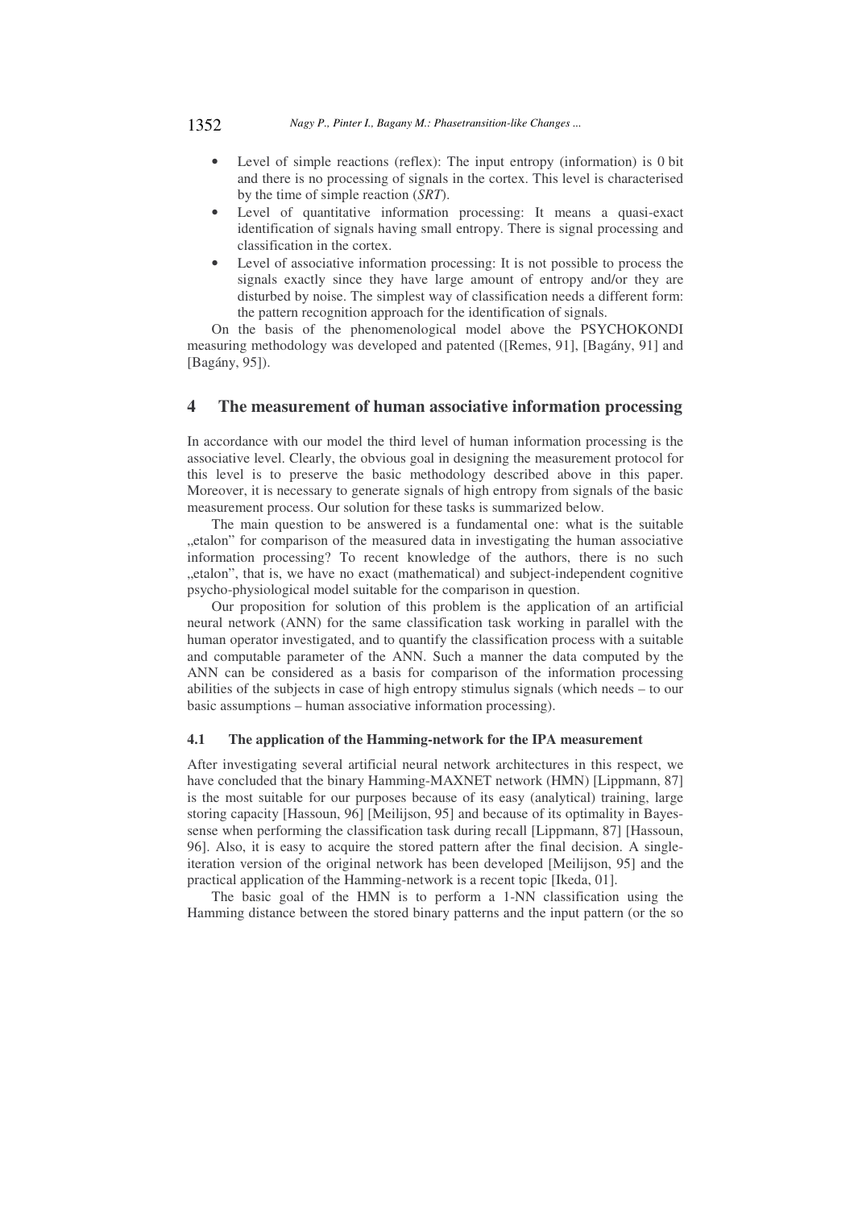- Level of simple reactions (reflex): The input entropy (information) is 0 bit and there is no processing of signals in the cortex. This level is characterised by the time of simple reaction (*SRT*).
- Level of quantitative information processing: It means a quasi-exact identification of signals having small entropy. There is signal processing and classification in the cortex.
- Level of associative information processing: It is not possible to process the signals exactly since they have large amount of entropy and/or they are disturbed by noise. The simplest way of classification needs a different form: the pattern recognition approach for the identification of signals.

On the basis of the phenomenological model above the PSYCHOKONDI measuring methodology was developed and patented ([Remes, 91], [Bagány, 91] and [Bagány, 95]).

## 4 The measurement of human associative information processing

In accordance with our model the third level of human information processing is the associative level. Clearly, the obvious goal in designing the measurement protocol for this level is to preserve the basic methodology described above in this paper. Moreover, it is necessary to generate signals of high entropy from signals of the basic measurement process. Our solution for these tasks is summarized below.

The main question to be answered is a fundamental one: what is the suitable „etalon" for comparison of the measured data in investigating the human associative information processing? To recent knowledge of the authors, there is no such „etalon", that is, we have no exact (mathematical) and subject-independent cognitive psycho-physiological model suitable for the comparison in question.

Our proposition for solution of this problem is the application of an artificial neural network (ANN) for the same classification task working in parallel with the human operator investigated, and to quantify the classification process with a suitable and computable parameter of the ANN. Such a manner the data computed by the ANN can be considered as a basis for comparison of the information processing abilities of the subjects in case of high entropy stimulus signals (which needs – to our basic assumptions – human associative information processing).

### 4.1 The application of the Hamming-network for the IPA measurement

After investigating several artificial neural network architectures in this respect, we have concluded that the binary Hamming-MAXNET network (HMN) [Lippmann, 87] is the most suitable for our purposes because of its easy (analytical) training, large storing capacity [Hassoun, 96] [Meilijson, 95] and because of its optimality in Bayes-sense when performing the classification task during recall [Lippmann, 87] [Hassoun, 96]. Also, it is easy to acquire the stored pattern after the final decision. A single-iteration version of the original network has been developed [Meilijson, 95] and the practical application of the Hamming-network is a recent topic [Ikeda, 01].

The basic goal of the HMN is to perform a 1-NN classification using the Hamming distance between the stored binary patterns and the input pattern (or the so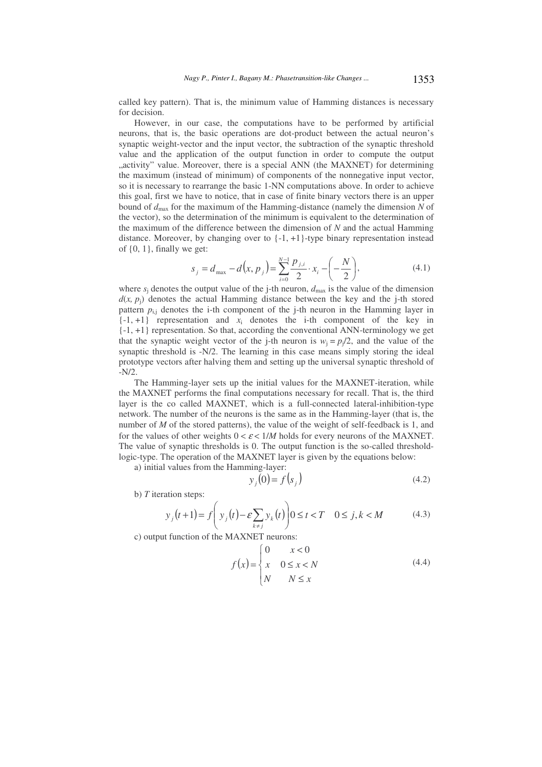called key pattern). That is, the minimum value of Hamming distances is necessary for decision.

However, in our case, the computations have to be performed by artificial neurons, that is, the basic operations are dot-product between the actual neuron's synaptic weight-vector and the input vector, the subtraction of the synaptic threshold value and the application of the output function in order to compute the output „activity" value. Moreover, there is a special ANN (the MAXNET) for determining the maximum (instead of minimum) of components of the nonnegative input vector, so it is necessary to rearrange the basic 1-NN computations above. In order to achieve this goal, first we have to notice, that in case of finite binary vectors there is an upper bound of $d_{\max}$ for the maximum of the Hamming-distance (namely the dimension $N$ of the vector), so the determination of the minimum is equivalent to the determination of the maximum of the difference between the dimension of $N$ and the actual Hamming distance. Moreover, by changing over to {-1, +1}-type binary representation instead of {0, 1}, finally we get:

$$s_j = d_{\max} - d(x, p_j) = \sum_{i=0}^{N-1} \frac{p_{j,i}}{2} \cdot x_i - \left(-\frac{N}{2}\right), \tag{4.1}$$

where $s_j$ denotes the output value of the j-th neuron, $d_{\max}$ is the value of the dimension $d(x, p_j)$ denotes the actual Hamming distance between the key and the j-th stored pattern $p_{i,j}$ denotes the i-th component of the j-th neuron in the Hamming layer in {-1, +1} representation and $x_i$ denotes the i-th component of the key in {-1, +1} representation. So that, according the conventional ANN-terminology we get that the synaptic weight vector of the j-th neuron is $w_j = p_j/2$, and the value of the synaptic threshold is -N/2. The learning in this case means simply storing the ideal prototype vectors after halving them and setting up the universal synaptic threshold of -N/2.

The Hamming-layer sets up the initial values for the MAXNET-iteration, while the MAXNET performs the final computations necessary for recall. That is, the third layer is the co called MAXNET, which is a full-connected lateral-inhibition-type network. The number of the neurons is the same as in the Hamming-layer (that is, the number of $M$ of the stored patterns), the value of the weight of self-feedback is 1, and for the values of other weights $0 < \varepsilon < 1/M$ holds for every neurons of the MAXNET. The value of synaptic thresholds is 0. The output function is the so-called threshold-logic-type. The operation of the MAXNET layer is given by the equations below:

a) initial values from the Hamming-layer:

$$y_j(0) = f(s_j) \tag{4.2}$$

b) $T$ iteration steps:

$$y_j(t+1) = f\left( y_j(t) - \varepsilon \sum_{k \neq j} y_k(t) \right) 0 \leq t < T \quad 0 \leq j, k < M \tag{4.3}$$

c) output function of the MAXNET neurons:

$$f(x) = \begin{cases} 0 & x < 0 \\ x & 0 \leq x < N \\ N & N \leq x \end{cases} \tag{4.4}$$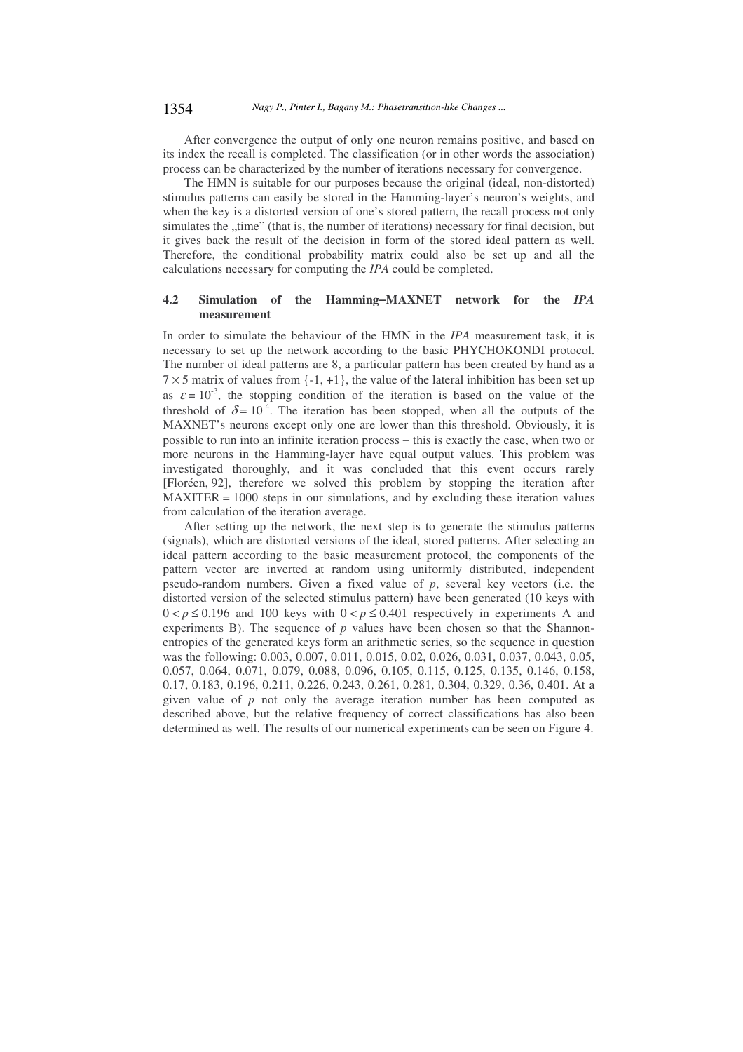After convergence the output of only one neuron remains positive, and based on its index the recall is completed. The classification (or in other words the association) process can be characterized by the number of iterations necessary for convergence.

The HMN is suitable for our purposes because the original (ideal, non-distorted) stimulus patterns can easily be stored in the Hamming-layer's neuron's weights, and when the key is a distorted version of one's stored pattern, the recall process not only simulates the „time" (that is, the number of iterations) necessary for final decision, but it gives back the result of the decision in form of the stored ideal pattern as well. Therefore, the conditional probability matrix could also be set up and all the calculations necessary for computing the *IPA* could be completed.

### 4.2 Simulation of the Hamming–MAXNET network for the *IPA* measurement

In order to simulate the behaviour of the HMN in the *IPA* measurement task, it is necessary to set up the network according to the basic PHYCHOKONDI protocol. The number of ideal patterns are 8, a particular pattern has been created by hand as a $7 \times 5$ matrix of values from $\{-1, +1\}$, the value of the lateral inhibition has been set up as $\varepsilon = 10^{-3}$, the stopping condition of the iteration is based on the value of the threshold of $\delta = 10^{-4}$. The iteration has been stopped, when all the outputs of the MAXNET's neurons except only one are lower than this threshold. Obviously, it is possible to run into an infinite iteration process – this is exactly the case, when two or more neurons in the Hamming-layer have equal output values. This problem was investigated thoroughly, and it was concluded that this event occurs rarely [Floréen, 92], therefore we solved this problem by stopping the iteration after MAXITER = 1000 steps in our simulations, and by excluding these iteration values from calculation of the iteration average.

After setting up the network, the next step is to generate the stimulus patterns (signals), which are distorted versions of the ideal, stored patterns. After selecting an ideal pattern according to the basic measurement protocol, the components of the pattern vector are inverted at random using uniformly distributed, independent pseudo-random numbers. Given a fixed value of $p$, several key vectors (i.e. the distorted version of the selected stimulus pattern) have been generated (10 keys with $0 < p \leq 0.196$ and 100 keys with $0 < p \leq 0.401$ respectively in experiments A and experiments B). The sequence of $p$ values have been chosen so that the Shannon-entropies of the generated keys form an arithmetic series, so the sequence in question was the following: 0.003, 0.007, 0.011, 0.015, 0.02, 0.026, 0.031, 0.037, 0.043, 0.05, 0.057, 0.064, 0.071, 0.079, 0.088, 0.096, 0.105, 0.115, 0.125, 0.135, 0.146, 0.158, 0.17, 0.183, 0.196, 0.211, 0.226, 0.243, 0.261, 0.281, 0.304, 0.329, 0.36, 0.401. At a given value of $p$ not only the average iteration number has been computed as described above, but the relative frequency of correct classifications has also been determined as well. The results of our numerical experiments can be seen on Figure 4.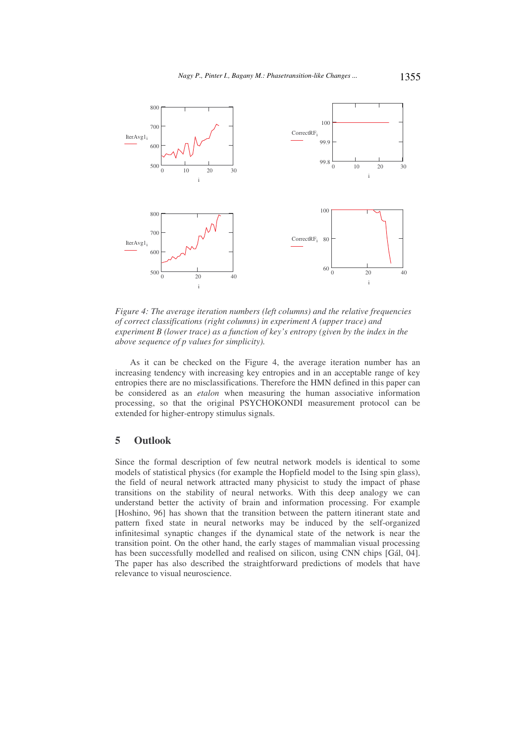*Figure 4: The average iteration numbers (left columns) and the relative frequencies of correct classifications (right columns) in experiment A (upper trace) and experiment B (lower trace) as a function of key's entropy (given by the index in the above sequence of p values for simplicity).*

As it can be checked on the Figure 4, the average iteration number has an increasing tendency with increasing key entropies and in an acceptable range of key entropies there are no misclassifications. Therefore the HMN defined in this paper can be considered as an *etalon* when measuring the human associative information processing, so that the original PSYCHOKONDI measurement protocol can be extended for higher-entropy stimulus signals.

## 5 Outlook

Since the formal description of few neutral network models is identical to some models of statistical physics (for example the Hopfield model to the Ising spin glass), the field of neural network attracted many physicist to study the impact of phase transitions on the stability of neural networks. With this deep analogy we can understand better the activity of brain and information processing. For example [Hoshino, 96] has shown that the transition between the pattern itinerant state and pattern fixed state in neural networks may be induced by the self-organized infinitesimal synaptic changes if the dynamical state of the network is near the transition point. On the other hand, the early stages of mammalian visual processing has been successfully modelled and realised on silicon, using CNN chips [Gál, 04]. The paper has also described the straightforward predictions of models that have relevance to visual neuroscience.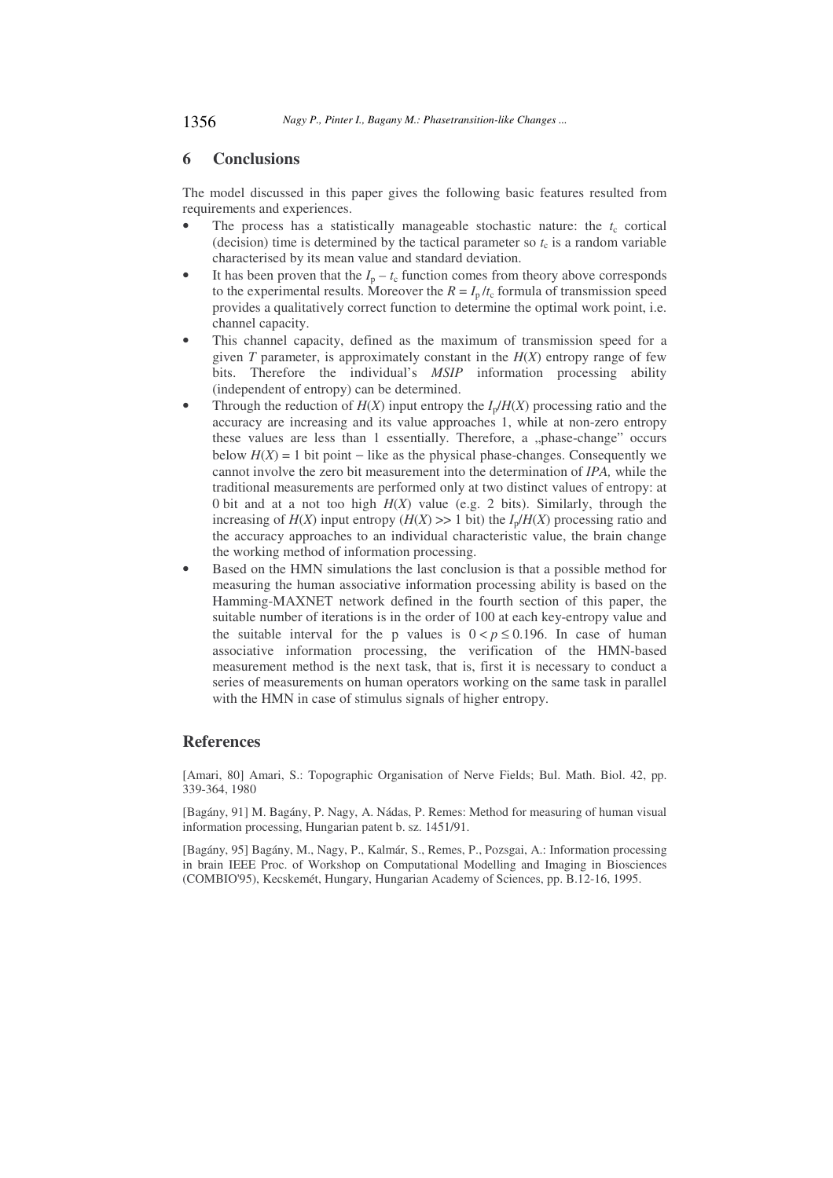## 6 Conclusions

The model discussed in this paper gives the following basic features resulted from requirements and experiences.

- The process has a statistically manageable stochastic nature: the $t_c$ cortical (decision) time is determined by the tactical parameter so $t_c$ is a random variable characterised by its mean value and standard deviation.
- It has been proven that the $I_p - t_c$ function comes from theory above corresponds to the experimental results. Moreover the $R = I_p/t_c$ formula of transmission speed provides a qualitatively correct function to determine the optimal work point, i.e. channel capacity.
- This channel capacity, defined as the maximum of transmission speed for a given $T$ parameter, is approximately constant in the $H(X)$ entropy range of few bits. Therefore the individual's *MSIP* information processing ability (independent of entropy) can be determined.
- Through the reduction of $H(X)$ input entropy the $I_p/H(X)$ processing ratio and the accuracy are increasing and its value approaches 1, while at non-zero entropy these values are less than 1 essentially. Therefore, a „phase-change" occurs below $H(X) = 1$ bit point – like as the physical phase-changes. Consequently we cannot involve the zero bit measurement into the determination of *IPA,* while the traditional measurements are performed only at two distinct values of entropy: at 0 bit and at a not too high $H(X)$ value (e.g. 2 bits). Similarly, through the increasing of $H(X)$ input entropy ($H(X) >> 1$ bit) the $I_p/H(X)$ processing ratio and the accuracy approaches to an individual characteristic value, the brain change the working method of information processing.
- Based on the HMN simulations the last conclusion is that a possible method for measuring the human associative information processing ability is based on the Hamming-MAXNET network defined in the fourth section of this paper, the suitable number of iterations is in the order of 100 at each key-entropy value and the suitable interval for the p values is $0 < p \leq 0.196$. In case of human associative information processing, the verification of the HMN-based measurement method is the next task, that is, first it is necessary to conduct a series of measurements on human operators working on the same task in parallel with the HMN in case of stimulus signals of higher entropy.

## References

[Amari, 80] Amari, S.: Topographic Organisation of Nerve Fields; Bul. Math. Biol. 42, pp. 339-364, 1980

[Bagány, 91] M. Bagány, P. Nagy, A. Nádas, P. Remes: Method for measuring of human visual information processing, Hungarian patent b. sz. 1451/91.

[Bagány, 95] Bagány, M., Nagy, P., Kalmár, S., Remes, P., Pozsgai, A.: Information processing in brain IEEE Proc. of Workshop on Computational Modelling and Imaging in Biosciences (COMBIO'95), Kecskemét, Hungary, Hungarian Academy of Sciences, pp. B.12-16, 1995.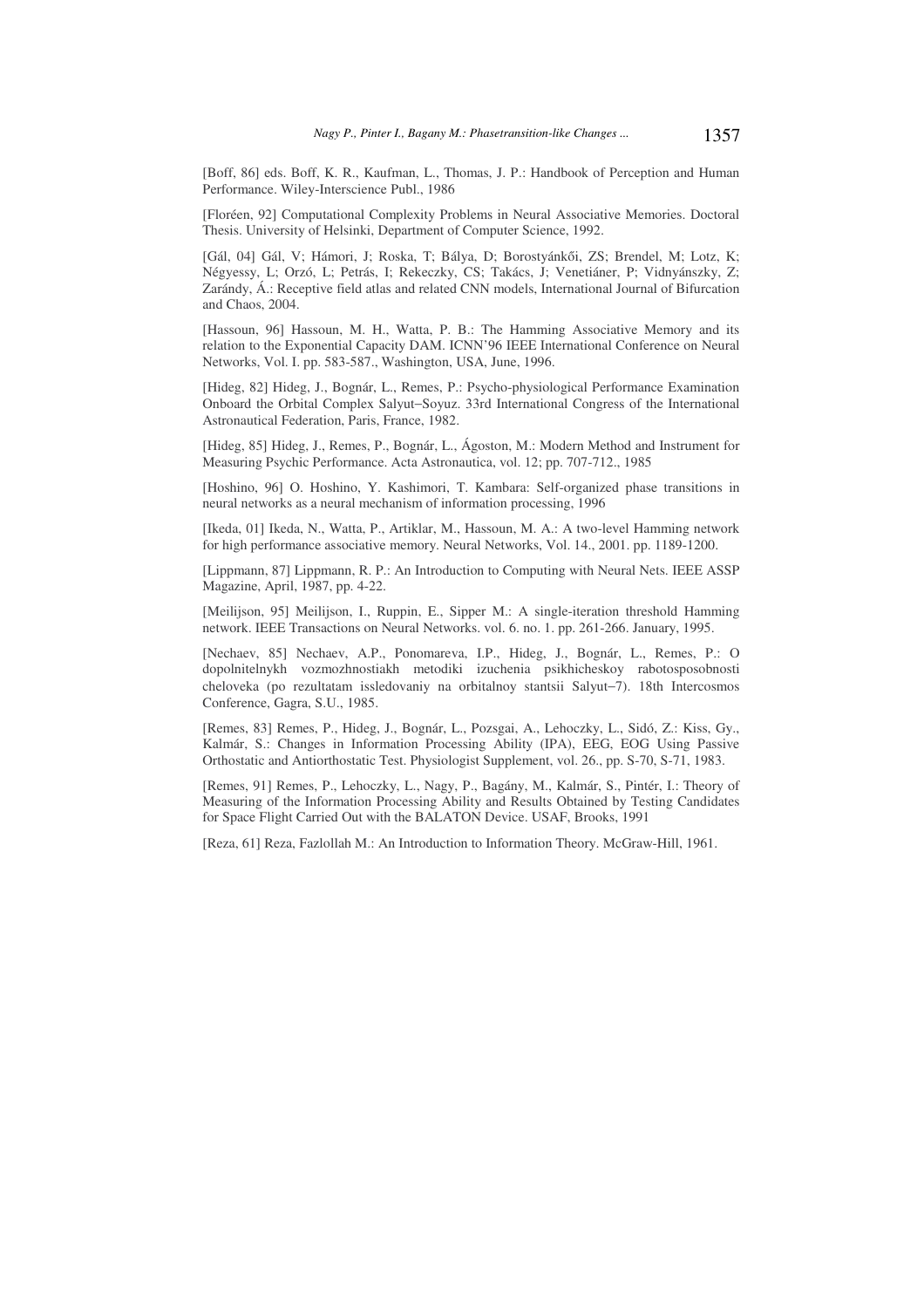[Boff, 86] eds. Boff, K. R., Kaufman, L., Thomas, J. P.: Handbook of Perception and Human Performance. Wiley-Interscience Publ., 1986

[Floréen, 92] Computational Complexity Problems in Neural Associative Memories. Doctoral Thesis. University of Helsinki, Department of Computer Science, 1992.

[Gál, 04] Gál, V; Hámori, J; Roska, T; Bálya, D; Borostyánkői, ZS; Brendel, M; Lotz, K; Négyessy, L; Orzó, L; Petrás, I; Rekeczky, CS; Takács, J; Venetiáner, P; Vidnyánszky, Z; Zarándy, Á.: Receptive field atlas and related CNN models, International Journal of Bifurcation and Chaos, 2004.

[Hassoun, 96] Hassoun, M. H., Watta, P. B.: The Hamming Associative Memory and its relation to the Exponential Capacity DAM. ICNN'96 IEEE International Conference on Neural Networks, Vol. I. pp. 583-587., Washington, USA, June, 1996.

[Hideg, 82] Hideg, J., Bognár, L., Remes, P.: Psycho-physiological Performance Examination Onboard the Orbital Complex Salyut−Soyuz. 33rd International Congress of the International Astronautical Federation, Paris, France, 1982.

[Hideg, 85] Hideg, J., Remes, P., Bognár, L., Ágoston, M.: Modern Method and Instrument for Measuring Psychic Performance. Acta Astronautica, vol. 12; pp. 707-712., 1985

[Hoshino, 96] O. Hoshino, Y. Kashimori, T. Kambara: Self-organized phase transitions in neural networks as a neural mechanism of information processing, 1996

[Ikeda, 01] Ikeda, N., Watta, P., Artiklar, M., Hassoun, M. A.: A two-level Hamming network for high performance associative memory. Neural Networks, Vol. 14., 2001. pp. 1189-1200.

[Lippmann, 87] Lippmann, R. P.: An Introduction to Computing with Neural Nets. IEEE ASSP Magazine, April, 1987, pp. 4-22.

[Meilijson, 95] Meilijson, I., Ruppin, E., Sipper M.: A single-iteration threshold Hamming network. IEEE Transactions on Neural Networks. vol. 6. no. 1. pp. 261-266. January, 1995.

[Nechaev, 85] Nechaev, A.P., Ponomareva, I.P., Hideg, J., Bognár, L., Remes, P.: O dopolnitelnykh vozmozhnostiakh metodiki izuchenia psikhicheskoy rabotosposobnosti cheloveka (po rezultatam issledovaniy na orbitalnoy stantsii Salyut−7). 18th Intercosmos Conference, Gagra, S.U., 1985.

[Remes, 83] Remes, P., Hideg, J., Bognár, L., Pozsgai, A., Lehoczky, L., Sidó, Z.: Kiss, Gy., Kalmár, S.: Changes in Information Processing Ability (IPA), EEG, EOG Using Passive Orthostatic and Antiorthostatic Test. Physiologist Supplement, vol. 26., pp. S-70, S-71, 1983.

[Remes, 91] Remes, P., Lehoczky, L., Nagy, P., Bagány, M., Kalmár, S., Pintér, I.: Theory of Measuring of the Information Processing Ability and Results Obtained by Testing Candidates for Space Flight Carried Out with the BALATON Device. USAF, Brooks, 1991

[Reza, 61] Reza, Fazlollah M.: An Introduction to Information Theory. McGraw-Hill, 1961.